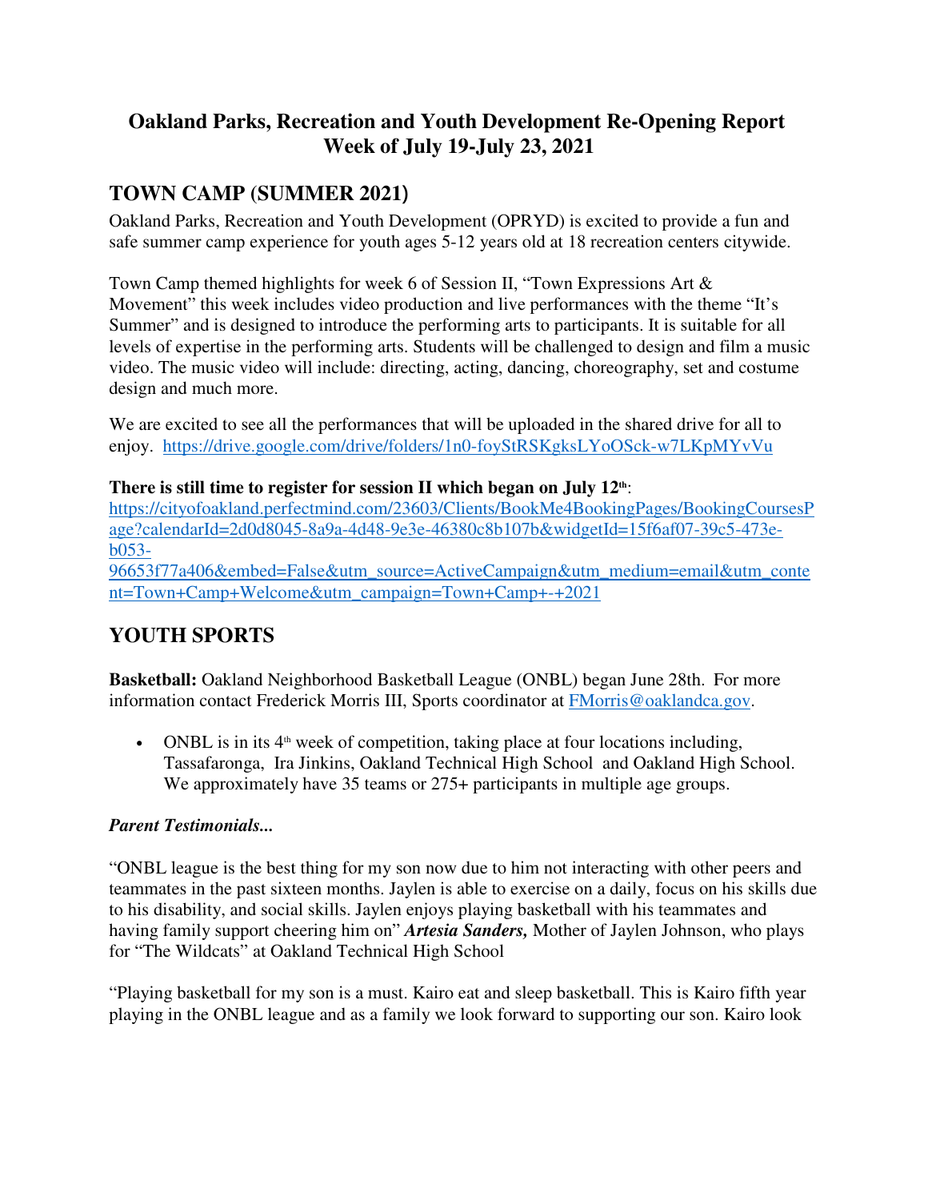# Oakland Parks, Recreation and Youth Development Re-Opening Report
# Week of July 19-July 23, 2021

## TOWN CAMP (SUMMER 2021)

Oakland Parks, Recreation and Youth Development (OPRYD) is excited to provide a fun and safe summer camp experience for youth ages 5-12 years old at 18 recreation centers citywide.

Town Camp themed highlights for week 6 of Session II, "Town Expressions Art & Movement" this week includes video production and live performances with the theme "It's Summer" and is designed to introduce the performing arts to participants. It is suitable for all levels of expertise in the performing arts. Students will be challenged to design and film a music video. The music video will include: directing, acting, dancing, choreography, set and costume design and much more.

We are excited to see all the performances that will be uploaded in the shared drive for all to enjoy. https://drive.google.com/drive/folders/1n0-foyStRSKgksLYoOSck-w7LKpMYvVu

**There is still time to register for session II which began on July 12th**:
https://cityofoakland.perfectmind.com/23603/Clients/BookMe4BookingPages/BookingCoursesPage?calendarId=2d0d8045-8a9a-4d48-9e3e-46380c8b107b&widgetId=15f6af07-39c5-473e-b053-96653f77a406&embed=False&utm_source=ActiveCampaign&utm_medium=email&utm_content=Town+Camp+Welcome&utm_campaign=Town+Camp+-+2021

## YOUTH SPORTS

**Basketball:** Oakland Neighborhood Basketball League (ONBL) began June 28th. For more information contact Frederick Morris III, Sports coordinator at FMorris@oaklandca.gov.

- ONBL is in its 4th week of competition, taking place at four locations including, Tassafaronga, Ira Jinkins, Oakland Technical High School and Oakland High School. We approximately have 35 teams or 275+ participants in multiple age groups.

***Parent Testimonials...***

"ONBL league is the best thing for my son now due to him not interacting with other peers and teammates in the past sixteen months. Jaylen is able to exercise on a daily, focus on his skills due to his disability, and social skills. Jaylen enjoys playing basketball with his teammates and having family support cheering him on" ***Artesia Sanders,*** Mother of Jaylen Johnson, who plays for "The Wildcats" at Oakland Technical High School

"Playing basketball for my son is a must. Kairo eat and sleep basketball. This is Kairo fifth year playing in the ONBL league and as a family we look forward to supporting our son. Kairo look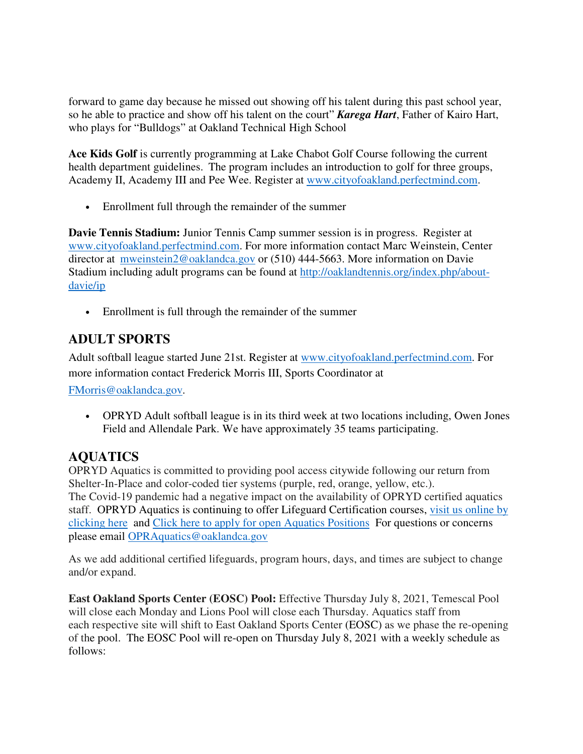forward to game day because he missed out showing off his talent during this past school year, so he able to practice and show off his talent on the court" ***Karega Hart***, Father of Kairo Hart, who plays for "Bulldogs" at Oakland Technical High School

**Ace Kids Golf** is currently programming at Lake Chabot Golf Course following the current health department guidelines. The program includes an introduction to golf for three groups, Academy II, Academy III and Pee Wee. Register at [www.cityofoakland.perfectmind.com](www.cityofoakland.perfectmind.com).

- Enrollment full through the remainder of the summer

**Davie Tennis Stadium:** Junior Tennis Camp summer session is in progress. Register at [www.cityofoakland.perfectmind.com](www.cityofoakland.perfectmind.com). For more information contact Marc Weinstein, Center director at [mweinstein2@oaklandca.gov](mailto:mweinstein2@oaklandca.gov) or (510) 444-5663. More information on Davie Stadium including adult programs can be found at [http://oaklandtennis.org/index.php/about-davie/ip](http://oaklandtennis.org/index.php/about-davie/ip)

- Enrollment is full through the remainder of the summer

## ADULT SPORTS

Adult softball league started June 21st. Register at [www.cityofoakland.perfectmind.com](www.cityofoakland.perfectmind.com). For more information contact Frederick Morris III, Sports Coordinator at [FMorris@oaklandca.gov](mailto:FMorris@oaklandca.gov).

- OPRYD Adult softball league is in its third week at two locations including, Owen Jones Field and Allendale Park. We have approximately 35 teams participating.

## AQUATICS

OPRYD Aquatics is committed to providing pool access citywide following our return from Shelter-In-Place and color-coded tier systems (purple, red, orange, yellow, etc.). The Covid-19 pandemic had a negative impact on the availability of OPRYD certified aquatics staff. OPRYD Aquatics is continuing to offer Lifeguard Certification courses, visit us online by clicking here and Click here to apply for open Aquatics Positions For questions or concerns please email [OPRAquatics@oaklandca.gov](mailto:OPRAquatics@oaklandca.gov)

As we add additional certified lifeguards, program hours, days, and times are subject to change and/or expand.

**East Oakland Sports Center (EOSC) Pool:** Effective Thursday July 8, 2021, Temescal Pool will close each Monday and Lions Pool will close each Thursday. Aquatics staff from each respective site will shift to East Oakland Sports Center (EOSC) as we phase the re-opening of the pool. The EOSC Pool will re-open on Thursday July 8, 2021 with a weekly schedule as follows: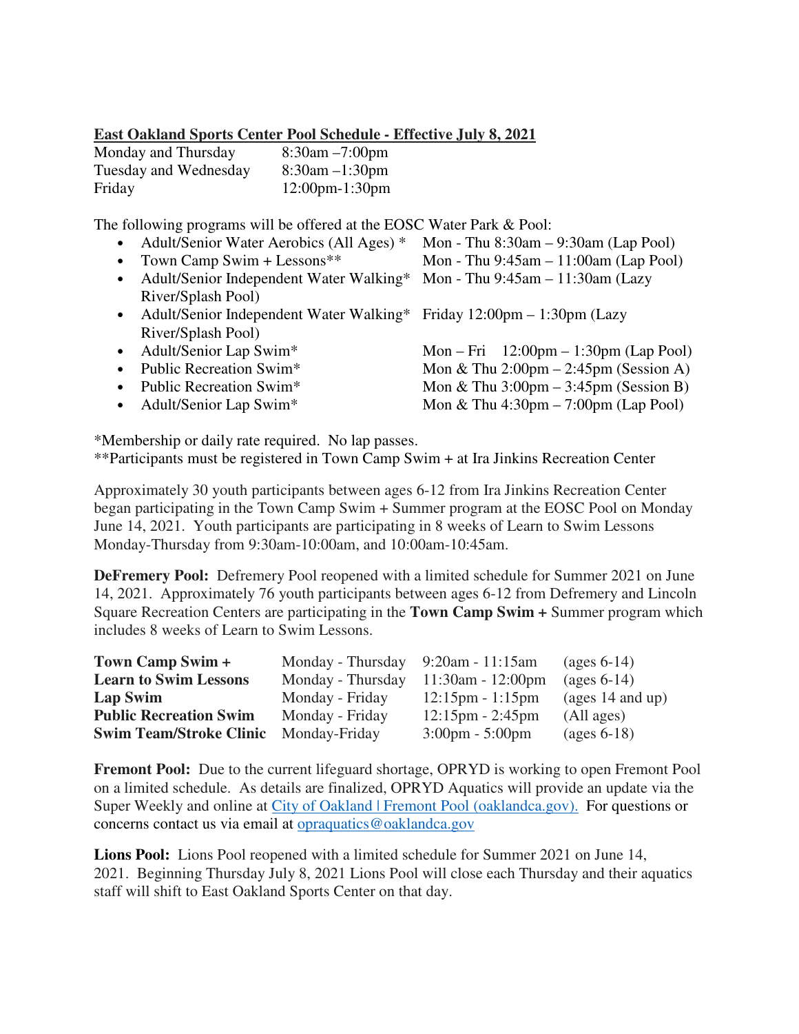**East Oakland Sports Center Pool Schedule - Effective July 8, 2021**

| | |
|---|---|
| Monday and Thursday | 8:30am –7:00pm |
| Tuesday and Wednesday | 8:30am –1:30pm |
| Friday | 12:00pm-1:30pm |

The following programs will be offered at the EOSC Water Park & Pool:

- Adult/Senior Water Aerobics (All Ages) * Mon - Thu 8:30am – 9:30am (Lap Pool)
- Town Camp Swim + Lessons** Mon - Thu 9:45am – 11:00am (Lap Pool)
- Adult/Senior Independent Water Walking* Mon - Thu 9:45am – 11:30am (Lazy River/Splash Pool)
- Adult/Senior Independent Water Walking* Friday 12:00pm – 1:30pm (Lazy River/Splash Pool)
- Adult/Senior Lap Swim* Mon – Fri 12:00pm – 1:30pm (Lap Pool)
- Public Recreation Swim* Mon & Thu 2:00pm – 2:45pm (Session A)
- Public Recreation Swim* Mon & Thu 3:00pm – 3:45pm (Session B)
- Adult/Senior Lap Swim* Mon & Thu 4:30pm – 7:00pm (Lap Pool)

*Membership or daily rate required. No lap passes.
**Participants must be registered in Town Camp Swim + at Ira Jinkins Recreation Center

Approximately 30 youth participants between ages 6-12 from Ira Jinkins Recreation Center began participating in the Town Camp Swim + Summer program at the EOSC Pool on Monday June 14, 2021. Youth participants are participating in 8 weeks of Learn to Swim Lessons Monday-Thursday from 9:30am-10:00am, and 10:00am-10:45am.

**DeFremery Pool:** Defremery Pool reopened with a limited schedule for Summer 2021 on June 14, 2021. Approximately 76 youth participants between ages 6-12 from Defremery and Lincoln Square Recreation Centers are participating in the **Town Camp Swim +** Summer program which includes 8 weeks of Learn to Swim Lessons.

| | | | |
|---|---|---|---|
| **Town Camp Swim +** | Monday - Thursday | 9:20am - 11:15am | (ages 6-14) |
| **Learn to Swim Lessons** | Monday - Thursday | 11:30am - 12:00pm | (ages 6-14) |
| **Lap Swim** | Monday - Friday | 12:15pm - 1:15pm | (ages 14 and up) |
| **Public Recreation Swim** | Monday - Friday | 12:15pm - 2:45pm | (All ages) |
| **Swim Team/Stroke Clinic** | Monday-Friday | 3:00pm - 5:00pm | (ages 6-18) |

**Fremont Pool:** Due to the current lifeguard shortage, OPRYD is working to open Fremont Pool on a limited schedule. As details are finalized, OPRYD Aquatics will provide an update via the Super Weekly and online at City of Oakland | Fremont Pool (oaklandca.gov). For questions or concerns contact us via email at opraquatics@oaklandca.gov

**Lions Pool:** Lions Pool reopened with a limited schedule for Summer 2021 on June 14, 2021. Beginning Thursday July 8, 2021 Lions Pool will close each Thursday and their aquatics staff will shift to East Oakland Sports Center on that day.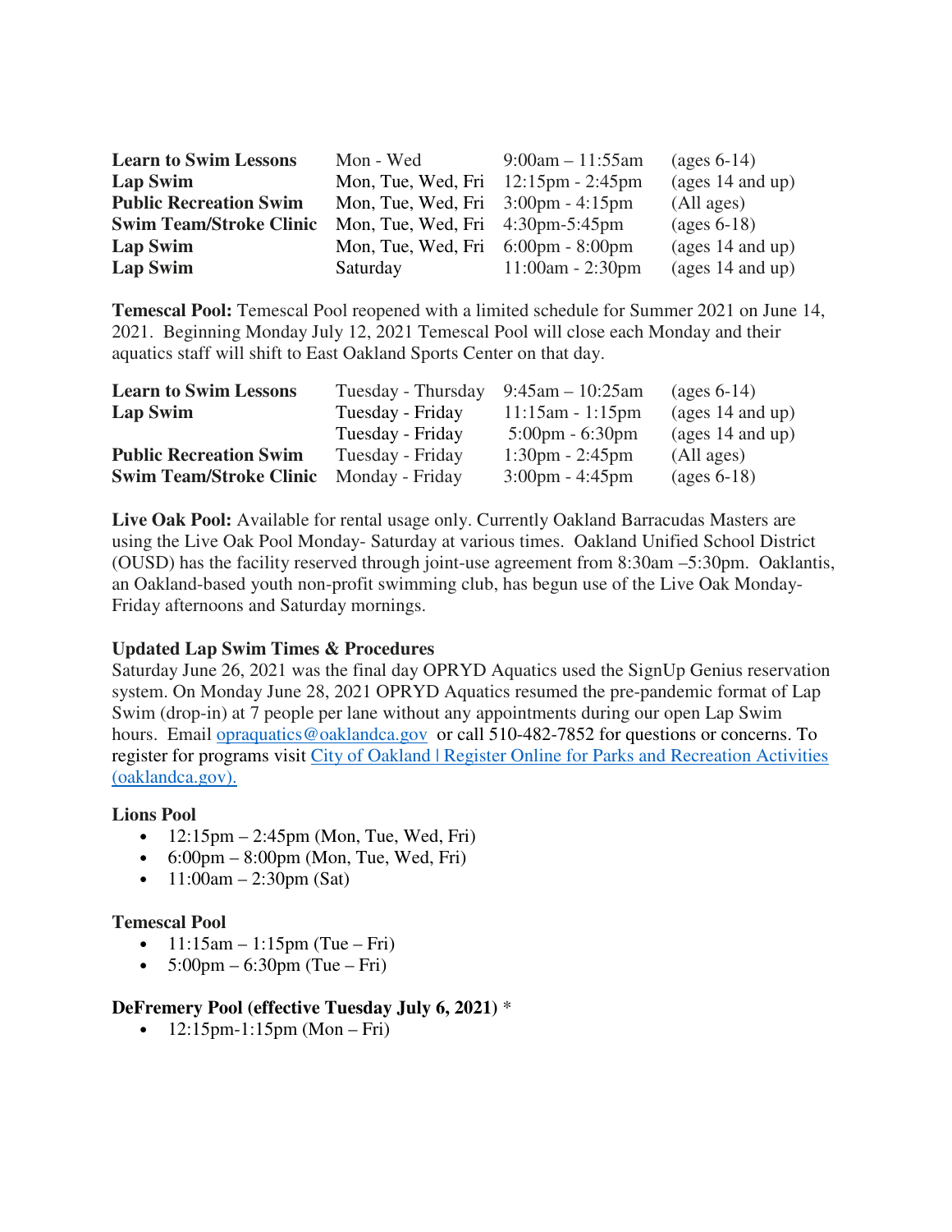| | | | |
|---|---|---|---|
| **Learn to Swim Lessons** | Mon - Wed | 9:00am – 11:55am | (ages 6-14) |
| **Lap Swim** | Mon, Tue, Wed, Fri | 12:15pm - 2:45pm | (ages 14 and up) |
| **Public Recreation Swim** | Mon, Tue, Wed, Fri | 3:00pm - 4:15pm | (All ages) |
| **Swim Team/Stroke Clinic** | Mon, Tue, Wed, Fri | 4:30pm-5:45pm | (ages 6-18) |
| **Lap Swim** | Mon, Tue, Wed, Fri | 6:00pm - 8:00pm | (ages 14 and up) |
| **Lap Swim** | Saturday | 11:00am - 2:30pm | (ages 14 and up) |

**Temescal Pool:** Temescal Pool reopened with a limited schedule for Summer 2021 on June 14, 2021. Beginning Monday July 12, 2021 Temescal Pool will close each Monday and their aquatics staff will shift to East Oakland Sports Center on that day.

| | | | |
|---|---|---|---|
| **Learn to Swim Lessons** | Tuesday - Thursday | 9:45am – 10:25am | (ages 6-14) |
| **Lap Swim** | Tuesday - Friday | 11:15am - 1:15pm | (ages 14 and up) |
| | Tuesday - Friday | 5:00pm - 6:30pm | (ages 14 and up) |
| **Public Recreation Swim** | Tuesday - Friday | 1:30pm - 2:45pm | (All ages) |
| **Swim Team/Stroke Clinic** | Monday - Friday | 3:00pm - 4:45pm | (ages 6-18) |

**Live Oak Pool:** Available for rental usage only. Currently Oakland Barracudas Masters are using the Live Oak Pool Monday- Saturday at various times. Oakland Unified School District (OUSD) has the facility reserved through joint-use agreement from 8:30am –5:30pm. Oaklantis, an Oakland-based youth non-profit swimming club, has begun use of the Live Oak Monday-Friday afternoons and Saturday mornings.

**Updated Lap Swim Times & Procedures**

Saturday June 26, 2021 was the final day OPRYD Aquatics used the SignUp Genius reservation system. On Monday June 28, 2021 OPRYD Aquatics resumed the pre-pandemic format of Lap Swim (drop-in) at 7 people per lane without any appointments during our open Lap Swim hours. Email opraquatics@oaklandca.gov or call 510-482-7852 for questions or concerns. To register for programs visit City of Oakland | Register Online for Parks and Recreation Activities (oaklandca.gov).

**Lions Pool**

- 12:15pm – 2:45pm (Mon, Tue, Wed, Fri)
- 6:00pm – 8:00pm (Mon, Tue, Wed, Fri)
- 11:00am – 2:30pm (Sat)

**Temescal Pool**

- 11:15am – 1:15pm (Tue – Fri)
- 5:00pm – 6:30pm (Tue – Fri)

**DeFremery Pool (effective Tuesday July 6, 2021)** *

- 12:15pm-1:15pm (Mon – Fri)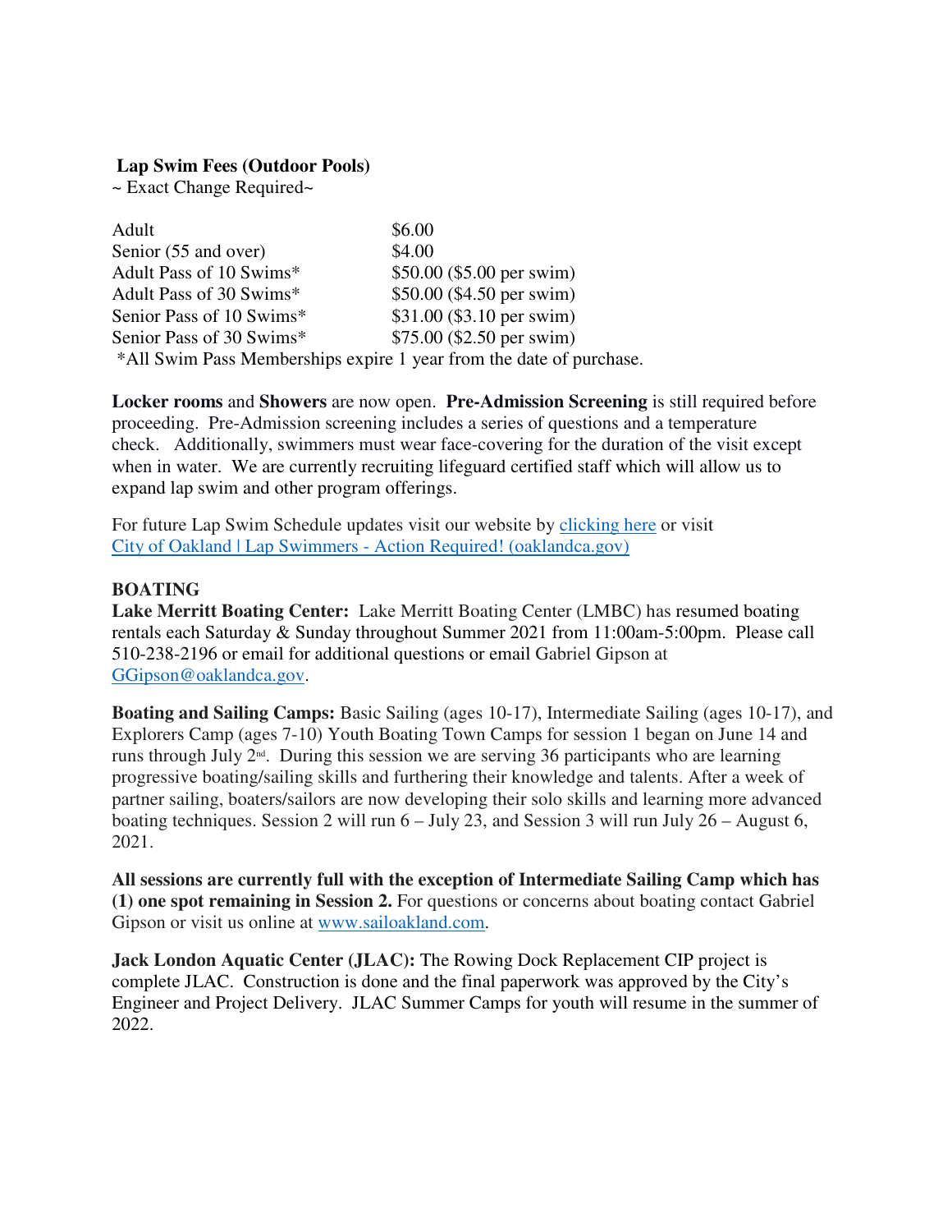**Lap Swim Fees (Outdoor Pools)**
~ Exact Change Required~

| | |
|---|---|
| Adult | $6.00 |
| Senior (55 and over) | $4.00 |
| Adult Pass of 10 Swims* | $50.00 ($5.00 per swim) |
| Adult Pass of 30 Swims* | $50.00 ($4.50 per swim) |
| Senior Pass of 10 Swims* | $31.00 ($3.10 per swim) |
| Senior Pass of 30 Swims* | $75.00 ($2.50 per swim) |

*All Swim Pass Memberships expire 1 year from the date of purchase.

**Locker rooms** and **Showers** are now open. **Pre-Admission Screening** is still required before proceeding. Pre-Admission screening includes a series of questions and a temperature check. Additionally, swimmers must wear face-covering for the duration of the visit except when in water. We are currently recruiting lifeguard certified staff which will allow us to expand lap swim and other program offerings.

For future Lap Swim Schedule updates visit our website by clicking here or visit City of Oakland | Lap Swimmers - Action Required! (oaklandca.gov)

**BOATING**

**Lake Merritt Boating Center:** Lake Merritt Boating Center (LMBC) has resumed boating rentals each Saturday & Sunday throughout Summer 2021 from 11:00am-5:00pm. Please call 510-238-2196 or email for additional questions or email Gabriel Gipson at GGipson@oaklandca.gov.

**Boating and Sailing Camps:** Basic Sailing (ages 10-17), Intermediate Sailing (ages 10-17), and Explorers Camp (ages 7-10) Youth Boating Town Camps for session 1 began on June 14 and runs through July 2nd. During this session we are serving 36 participants who are learning progressive boating/sailing skills and furthering their knowledge and talents. After a week of partner sailing, boaters/sailors are now developing their solo skills and learning more advanced boating techniques. Session 2 will run 6 – July 23, and Session 3 will run July 26 – August 6, 2021.

**All sessions are currently full with the exception of Intermediate Sailing Camp which has (1) one spot remaining in Session 2.** For questions or concerns about boating contact Gabriel Gipson or visit us online at www.sailoakland.com.

**Jack London Aquatic Center (JLAC):** The Rowing Dock Replacement CIP project is complete JLAC. Construction is done and the final paperwork was approved by the City's Engineer and Project Delivery. JLAC Summer Camps for youth will resume in the summer of 2022.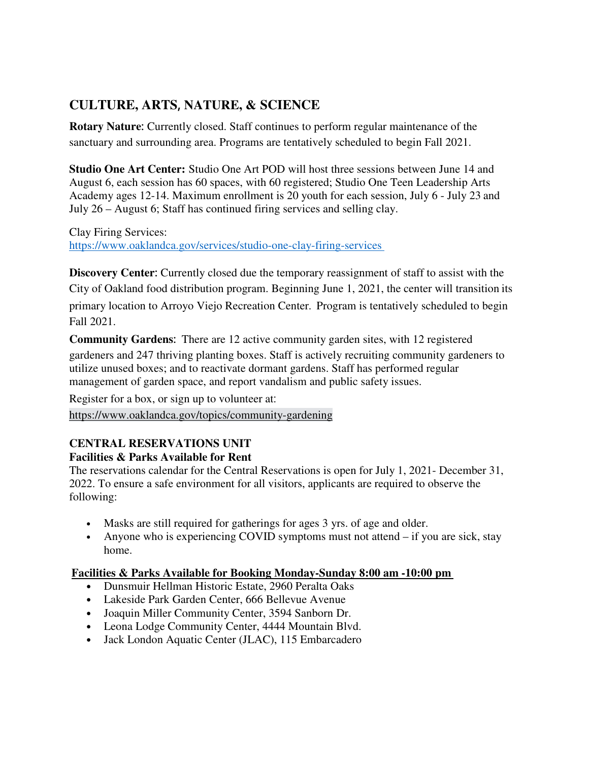## CULTURE, ARTS, NATURE, & SCIENCE

**Rotary Nature**: Currently closed. Staff continues to perform regular maintenance of the sanctuary and surrounding area. Programs are tentatively scheduled to begin Fall 2021.

**Studio One Art Center:** Studio One Art POD will host three sessions between June 14 and August 6, each session has 60 spaces, with 60 registered; Studio One Teen Leadership Arts Academy ages 12-14. Maximum enrollment is 20 youth for each session, July 6 - July 23 and July 26 – August 6; Staff has continued firing services and selling clay.

Clay Firing Services:
https://www.oaklandca.gov/services/studio-one-clay-firing-services

**Discovery Center**: Currently closed due the temporary reassignment of staff to assist with the City of Oakland food distribution program. Beginning June 1, 2021, the center will transition its primary location to Arroyo Viejo Recreation Center. Program is tentatively scheduled to begin Fall 2021.

**Community Gardens**: There are 12 active community garden sites, with 12 registered gardeners and 247 thriving planting boxes. Staff is actively recruiting community gardeners to utilize unused boxes; and to reactivate dormant gardens. Staff has performed regular management of garden space, and report vandalism and public safety issues.

Register for a box, or sign up to volunteer at:
https://www.oaklandca.gov/topics/community-gardening

### CENTRAL RESERVATIONS UNIT

**Facilities & Parks Available for Rent**

The reservations calendar for the Central Reservations is open for July 1, 2021- December 31, 2022. To ensure a safe environment for all visitors, applicants are required to observe the following:

- Masks are still required for gatherings for ages 3 yrs. of age and older.
- Anyone who is experiencing COVID symptoms must not attend – if you are sick, stay home.

**Facilities & Parks Available for Booking Monday-Sunday 8:00 am -10:00 pm**

- Dunsmuir Hellman Historic Estate, 2960 Peralta Oaks
- Lakeside Park Garden Center, 666 Bellevue Avenue
- Joaquin Miller Community Center, 3594 Sanborn Dr.
- Leona Lodge Community Center, 4444 Mountain Blvd.
- Jack London Aquatic Center (JLAC), 115 Embarcadero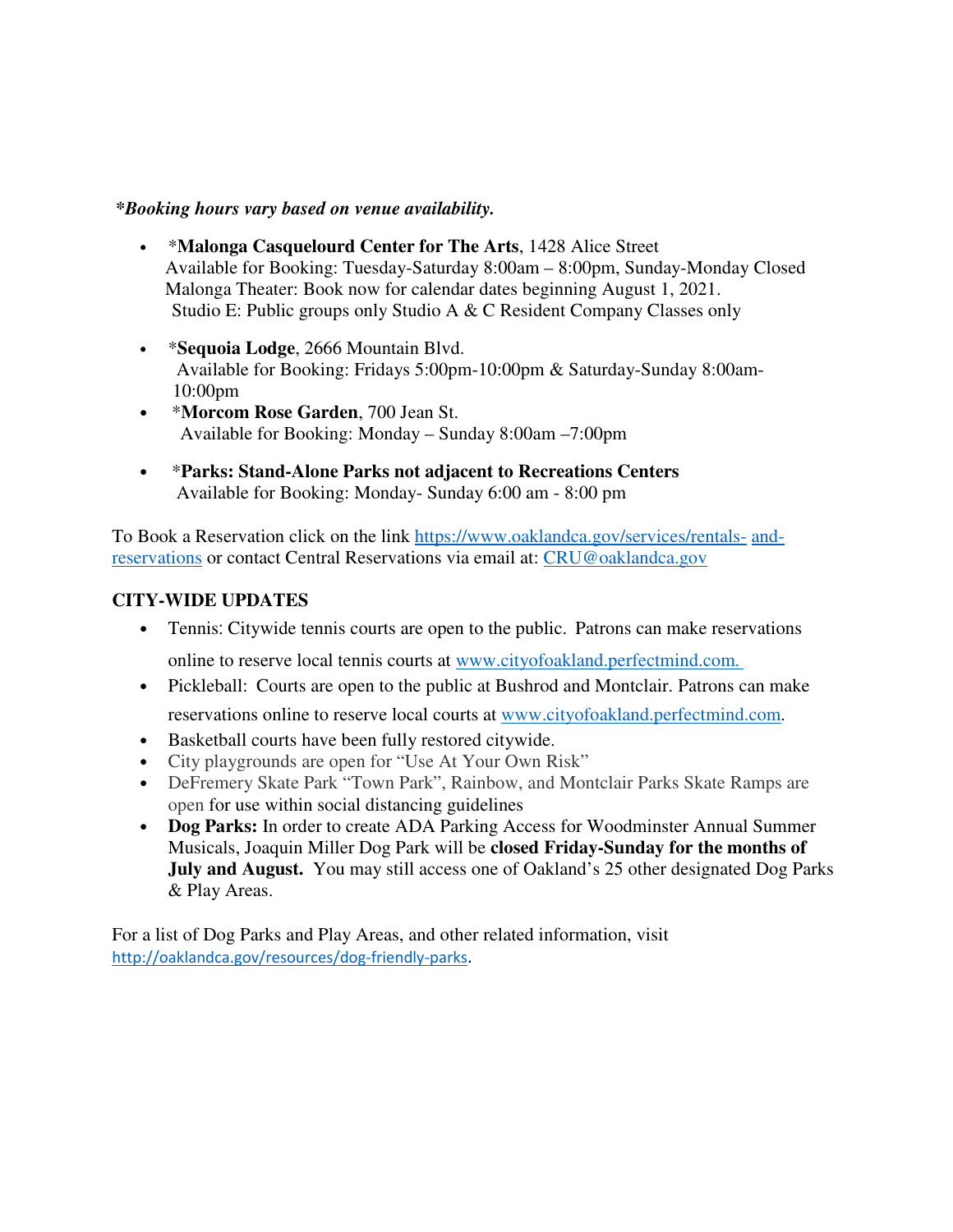***Booking hours vary based on venue availability.***

- *​**Malonga Casquelourd Center for The Arts**, 1428 Alice Street  
  Available for Booking: Tuesday-Saturday 8:00am – 8:00pm, Sunday-Monday Closed  
  Malonga Theater: Book now for calendar dates beginning August 1, 2021.  
  Studio E: Public groups only Studio A & C Resident Company Classes only

- *​**Sequoia Lodge**, 2666 Mountain Blvd.  
  Available for Booking: Fridays 5:00pm-10:00pm & Saturday-Sunday 8:00am-10:00pm
- *​**Morcom Rose Garden**, 700 Jean St.  
  Available for Booking: Monday – Sunday 8:00am –7:00pm

- *​**Parks: Stand-Alone Parks not adjacent to Recreations Centers**  
  Available for Booking: Monday- Sunday 6:00 am - 8:00 pm

To Book a Reservation click on the link [https://www.oaklandca.gov/services/rentals-and-reservations](https://www.oaklandca.gov/services/rentals-and-reservations) or contact Central Reservations via email at: [CRU@oaklandca.gov](mailto:CRU@oaklandca.gov)

**CITY-WIDE UPDATES**

- Tennis: Citywide tennis courts are open to the public. Patrons can make reservations online to reserve local tennis courts at [www.cityofoakland.perfectmind.com.](http://www.cityofoakland.perfectmind.com)
- Pickleball: Courts are open to the public at Bushrod and Montclair. Patrons can make reservations online to reserve local courts at [www.cityofoakland.perfectmind.com](http://www.cityofoakland.perfectmind.com).
- Basketball courts have been fully restored citywide.
- City playgrounds are open for "Use At Your Own Risk"
- DeFremery Skate Park "Town Park", Rainbow, and Montclair Parks Skate Ramps are open for use within social distancing guidelines
- **Dog Parks:** In order to create ADA Parking Access for Woodminster Annual Summer Musicals, Joaquin Miller Dog Park will be **closed Friday-Sunday for the months of July and August.** You may still access one of Oakland's 25 other designated Dog Parks & Play Areas.

For a list of Dog Parks and Play Areas, and other related information, visit [http://oaklandca.gov/resources/dog-friendly-parks](http://oaklandca.gov/resources/dog-friendly-parks).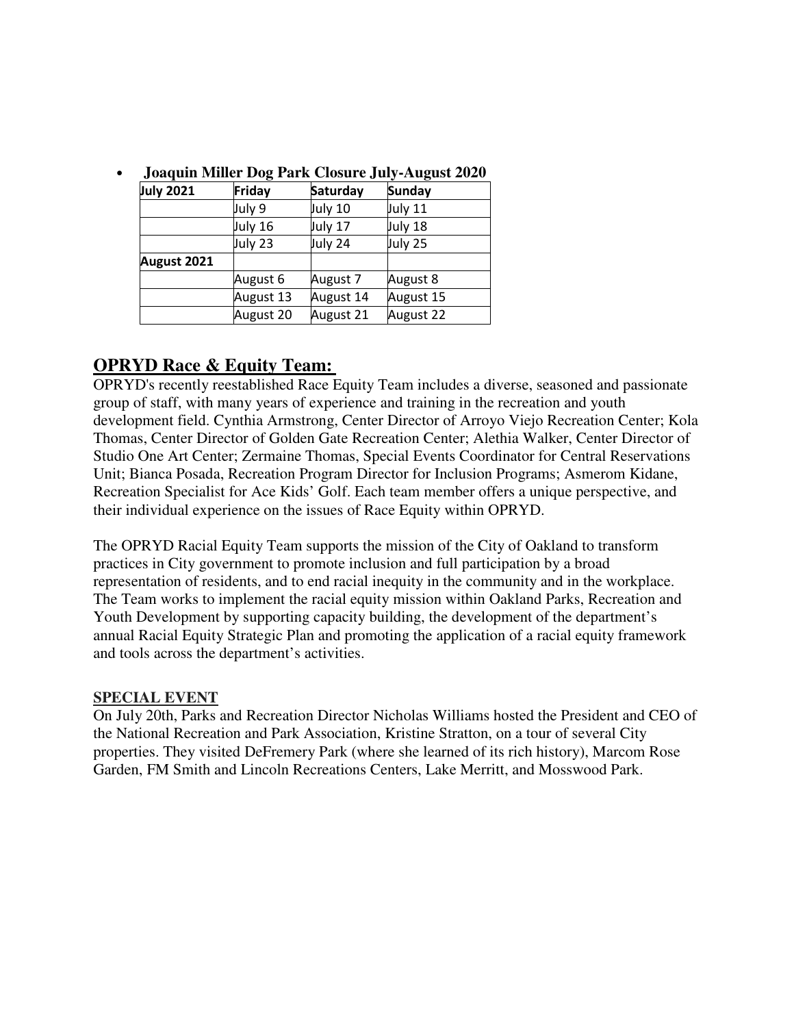- **Joaquin Miller Dog Park Closure July-August 2020**

| **July 2021** | **Friday** | **Saturday** | **Sunday** |
|---|---|---|---|
| | July 9 | July 10 | July 11 |
| | July 16 | July 17 | July 18 |
| | July 23 | July 24 | July 25 |
| **August 2021** | | | |
| | August 6 | August 7 | August 8 |
| | August 13 | August 14 | August 15 |
| | August 20 | August 21 | August 22 |

## OPRYD Race & Equity Team:

OPRYD's recently reestablished Race Equity Team includes a diverse, seasoned and passionate group of staff, with many years of experience and training in the recreation and youth development field. Cynthia Armstrong, Center Director of Arroyo Viejo Recreation Center; Kola Thomas, Center Director of Golden Gate Recreation Center; Alethia Walker, Center Director of Studio One Art Center; Zermaine Thomas, Special Events Coordinator for Central Reservations Unit; Bianca Posada, Recreation Program Director for Inclusion Programs; Asmerom Kidane, Recreation Specialist for Ace Kids' Golf. Each team member offers a unique perspective, and their individual experience on the issues of Race Equity within OPRYD.

The OPRYD Racial Equity Team supports the mission of the City of Oakland to transform practices in City government to promote inclusion and full participation by a broad representation of residents, and to end racial inequity in the community and in the workplace. The Team works to implement the racial equity mission within Oakland Parks, Recreation and Youth Development by supporting capacity building, the development of the department's annual Racial Equity Strategic Plan and promoting the application of a racial equity framework and tools across the department's activities.

### SPECIAL EVENT

On July 20th, Parks and Recreation Director Nicholas Williams hosted the President and CEO of the National Recreation and Park Association, Kristine Stratton, on a tour of several City properties. They visited DeFremery Park (where she learned of its rich history), Marcom Rose Garden, FM Smith and Lincoln Recreations Centers, Lake Merritt, and Mosswood Park.